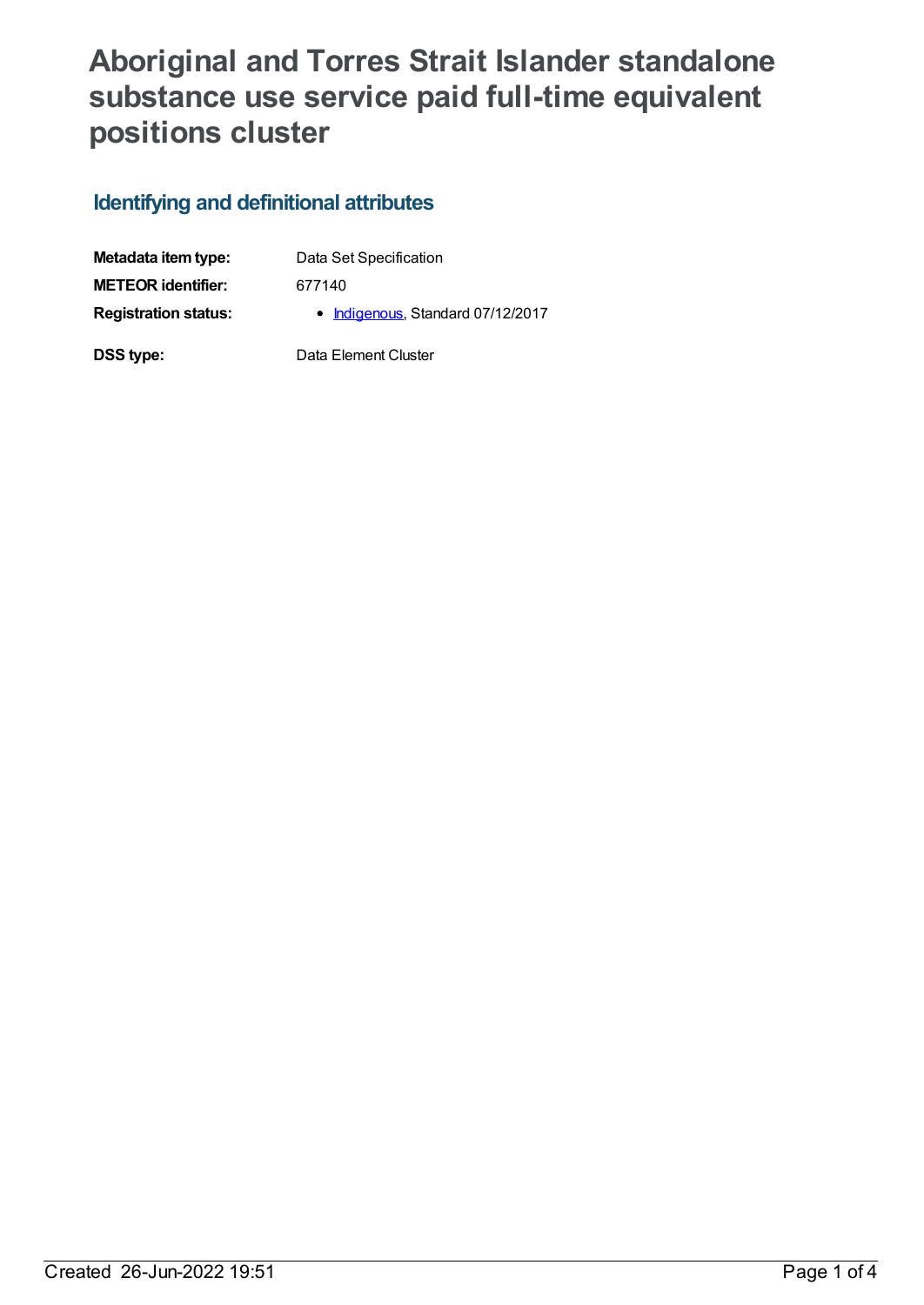# Aboriginal and Torres Strait Islander standalone substance use service paid full-time equivalent positions cluster

## Identifying and definitional attributes

| | |
|---|---|
| **Metadata item type:** | Data Set Specification |
| **METEOR identifier:** | 677140 |
| **Registration status:** | • Indigenous, Standard 07/12/2017 |
| **DSS type:** | Data Element Cluster |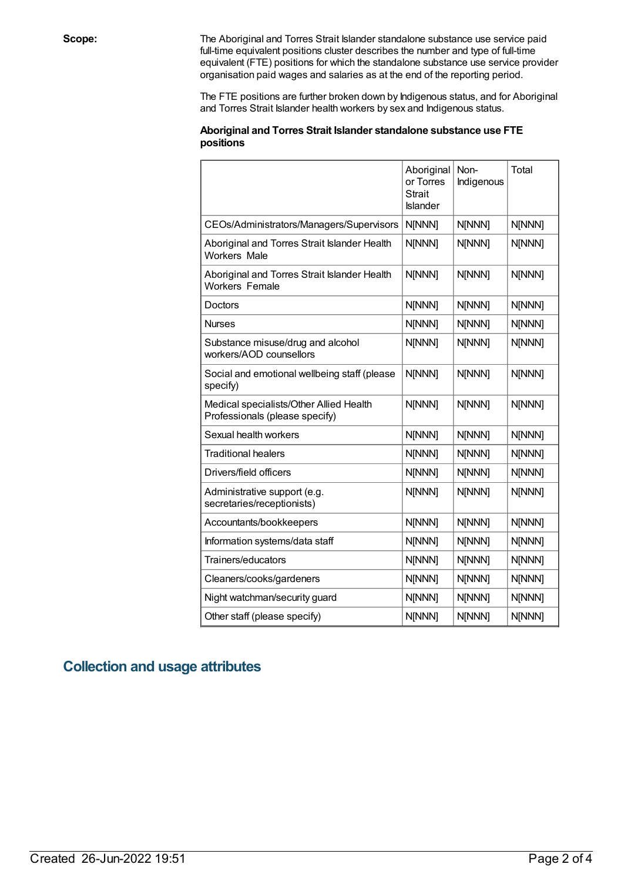**Scope:**

The Aboriginal and Torres Strait Islander standalone substance use service paid full-time equivalent positions cluster describes the number and type of full-time equivalent (FTE) positions for which the standalone substance use service provider organisation paid wages and salaries as at the end of the reporting period.

The FTE positions are further broken down by Indigenous status, and for Aboriginal and Torres Strait Islander health workers by sex and Indigenous status.

**Aboriginal and Torres Strait Islander standalone substance use FTE positions**

| | Aboriginal or Torres Strait Islander | Non-Indigenous | Total |
|---|---|---|---|
| CEOs/Administrators/Managers/Supervisors | N[NNN] | N[NNN] | N[NNN] |
| Aboriginal and Torres Strait Islander Health Workers Male | N[NNN] | N[NNN] | N[NNN] |
| Aboriginal and Torres Strait Islander Health Workers Female | N[NNN] | N[NNN] | N[NNN] |
| Doctors | N[NNN] | N[NNN] | N[NNN] |
| Nurses | N[NNN] | N[NNN] | N[NNN] |
| Substance misuse/drug and alcohol workers/AOD counsellors | N[NNN] | N[NNN] | N[NNN] |
| Social and emotional wellbeing staff (please specify) | N[NNN] | N[NNN] | N[NNN] |
| Medical specialists/Other Allied Health Professionals (please specify) | N[NNN] | N[NNN] | N[NNN] |
| Sexual health workers | N[NNN] | N[NNN] | N[NNN] |
| Traditional healers | N[NNN] | N[NNN] | N[NNN] |
| Drivers/field officers | N[NNN] | N[NNN] | N[NNN] |
| Administrative support (e.g. secretaries/receptionists) | N[NNN] | N[NNN] | N[NNN] |
| Accountants/bookkeepers | N[NNN] | N[NNN] | N[NNN] |
| Information systems/data staff | N[NNN] | N[NNN] | N[NNN] |
| Trainers/educators | N[NNN] | N[NNN] | N[NNN] |
| Cleaners/cooks/gardeners | N[NNN] | N[NNN] | N[NNN] |
| Night watchman/security guard | N[NNN] | N[NNN] | N[NNN] |
| Other staff (please specify) | N[NNN] | N[NNN] | N[NNN] |

## Collection and usage attributes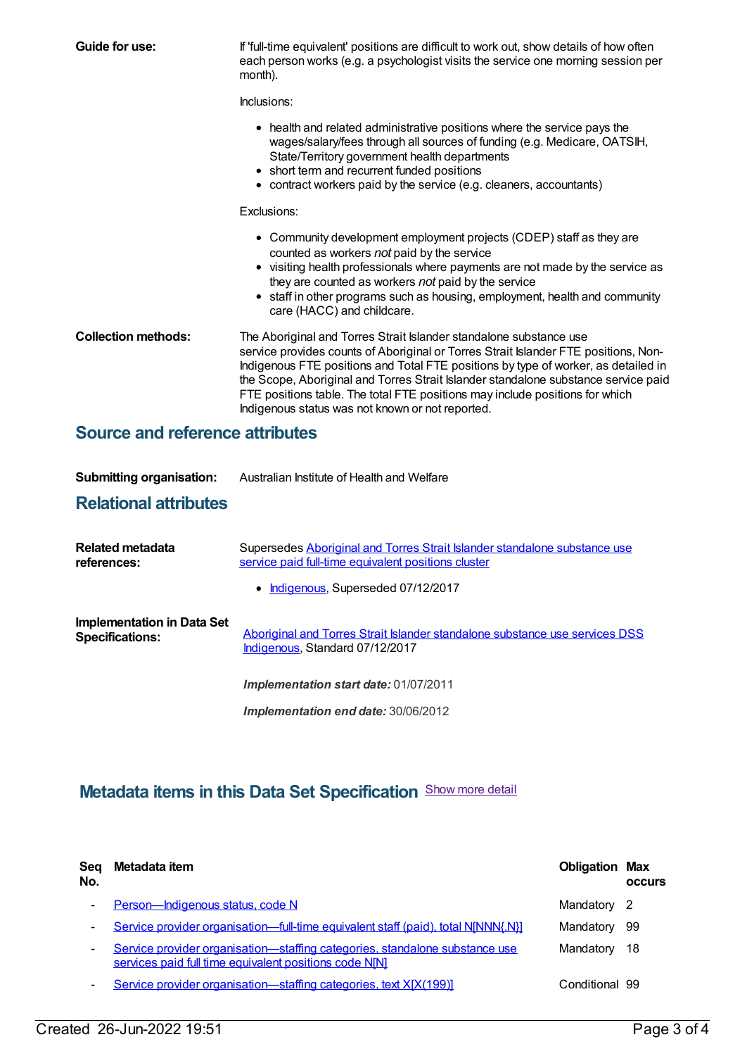**Guide for use:** If 'full-time equivalent' positions are difficult to work out, show details of how often each person works (e.g. a psychologist visits the service one morning session per month).

Inclusions:

- health and related administrative positions where the service pays the wages/salary/fees through all sources of funding (e.g. Medicare, OATSIH, State/Territory government health departments
- short term and recurrent funded positions
- contract workers paid by the service (e.g. cleaners, accountants)

Exclusions:

- Community development employment projects (CDEP) staff as they are counted as workers *not* paid by the service
- visiting health professionals where payments are not made by the service as they are counted as workers *not* paid by the service
- staff in other programs such as housing, employment, health and community care (HACC) and childcare.

**Collection methods:** The Aboriginal and Torres Strait Islander standalone substance use service provides counts of Aboriginal or Torres Strait Islander FTE positions, Non-Indigenous FTE positions and Total FTE positions by type of worker, as detailed in the Scope, Aboriginal and Torres Strait Islander standalone substance service paid FTE positions table. The total FTE positions may include positions for which Indigenous status was not known or not reported.

## Source and reference attributes

**Submitting organisation:** Australian Institute of Health and Welfare

## Relational attributes

**Related metadata references:** Supersedes Aboriginal and Torres Strait Islander standalone substance use service paid full-time equivalent positions cluster

- Indigenous, Superseded 07/12/2017

**Implementation in Data Set Specifications:** Aboriginal and Torres Strait Islander standalone substance use services DSS Indigenous, Standard 07/12/2017

***Implementation start date:*** 01/07/2011

***Implementation end date:*** 30/06/2012

## Metadata items in this Data Set Specification

Show more detail

| Seq No. | Metadata item | Obligation | Max occurs |
|---|---|---|---|
| - | Person—Indigenous status, code N | Mandatory | 2 |
| - | Service provider organisation—full-time equivalent staff (paid), total N[NNN{.N}] | Mandatory | 99 |
| - | Service provider organisation—staffing categories, standalone substance use services paid full time equivalent positions code N[N] | Mandatory | 18 |
| - | Service provider organisation—staffing categories, text X[X(199)] | Conditional | 99 |